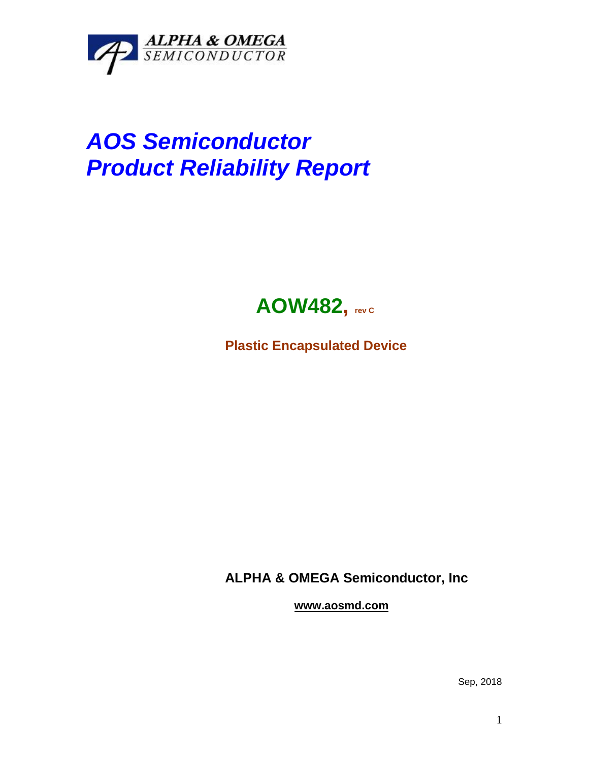ALPHA & OMEGA
SEMICONDUCTOR

# *AOS Semiconductor*
# *Product Reliability Report*

## AOW482, rev C

**Plastic Encapsulated Device**

**ALPHA & OMEGA Semiconductor, Inc**

**www.aosmd.com**

Sep, 2018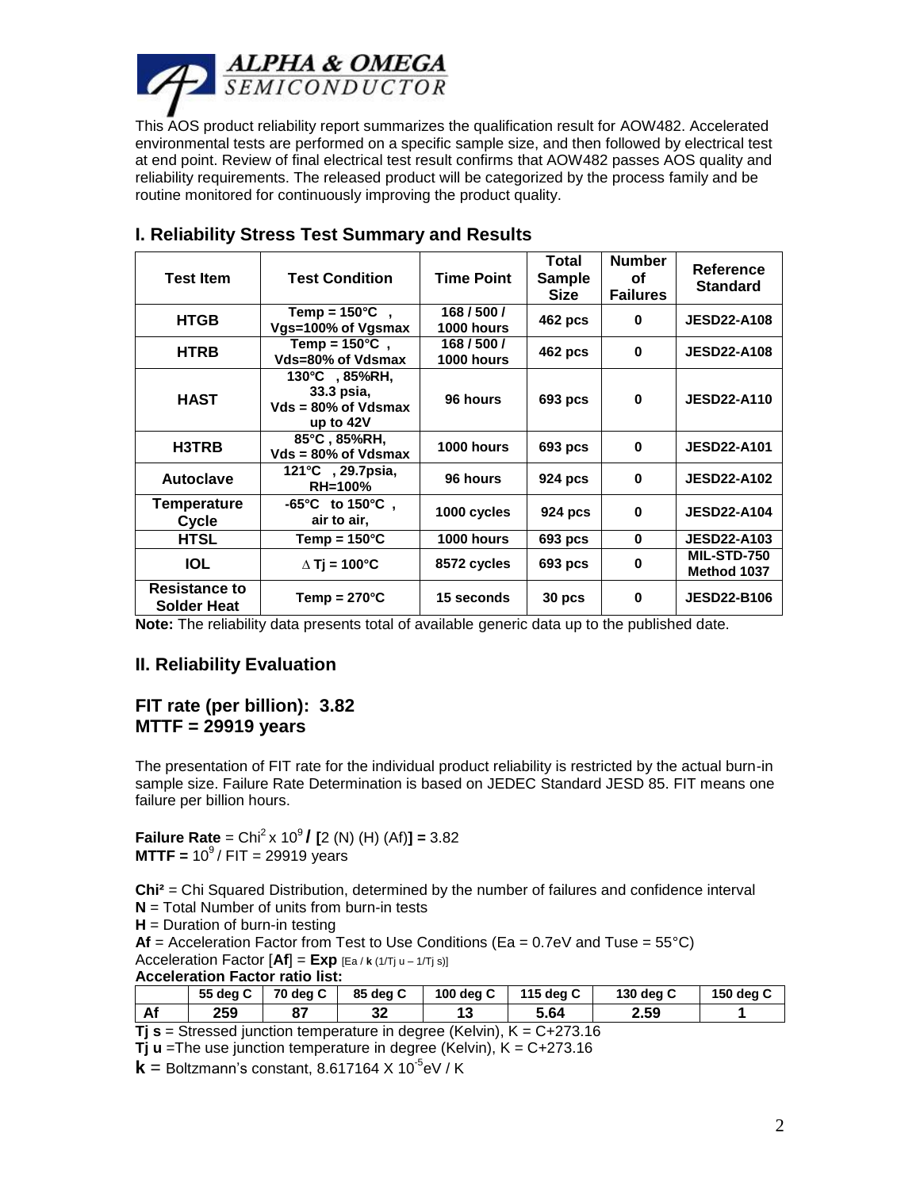ALPHA & OMEGA SEMICONDUCTOR

This AOS product reliability report summarizes the qualification result for AOW482. Accelerated environmental tests are performed on a specific sample size, and then followed by electrical test at end point. Review of final electrical test result confirms that AOW482 passes AOS quality and reliability requirements. The released product will be categorized by the process family and be routine monitored for continuously improving the product quality.

## I. Reliability Stress Test Summary and Results

| Test Item | Test Condition | Time Point | Total Sample Size | Number of Failures | Reference Standard |
|---|---|---|---|---|---|
| HTGB | Temp = 150°C , Vgs=100% of Vgsmax | 168 / 500 / 1000 hours | 462 pcs | 0 | JESD22-A108 |
| HTRB | Temp = 150°C , Vds=80% of Vdsmax | 168 / 500 / 1000 hours | 462 pcs | 0 | JESD22-A108 |
| HAST | 130°C , 85%RH, 33.3 psia, Vds = 80% of Vdsmax up to 42V | 96 hours | 693 pcs | 0 | JESD22-A110 |
| H3TRB | 85°C , 85%RH, Vds = 80% of Vdsmax | 1000 hours | 693 pcs | 0 | JESD22-A101 |
| Autoclave | 121°C , 29.7psia, RH=100% | 96 hours | 924 pcs | 0 | JESD22-A102 |
| Temperature Cycle | -65°C to 150°C , air to air, | 1000 cycles | 924 pcs | 0 | JESD22-A104 |
| HTSL | Temp = 150°C | 1000 hours | 693 pcs | 0 | JESD22-A103 |
| IOL | $\Delta$ Tj = 100°C | 8572 cycles | 693 pcs | 0 | MIL-STD-750 Method 1037 |
| Resistance to Solder Heat | Temp = 270°C | 15 seconds | 30 pcs | 0 | JESD22-B106 |

**Note:** The reliability data presents total of available generic data up to the published date.

## II. Reliability Evaluation

### FIT rate (per billion): 3.82
### MTTF = 29919 years

The presentation of FIT rate for the individual product reliability is restricted by the actual burn-in sample size. Failure Rate Determination is based on JEDEC Standard JESD 85. FIT means one failure per billion hours.

**Failure Rate** = $\text{Chi}^2 \times 10^9$ **/ [**2 (N) (H) (Af)**] =** 3.82
**MTTF =** $10^9$ / FIT = 29919 years

**Chi²** = Chi Squared Distribution, determined by the number of failures and confidence interval
**N** = Total Number of units from burn-in tests
**H** = Duration of burn-in testing
**Af** = Acceleration Factor from Test to Use Conditions (Ea = 0.7eV and Tuse = 55°C)
Acceleration Factor [**Af**] = **Exp** [Ea / **k** (1/Tj u – 1/Tj s)]
**Acceleration Factor ratio list:**

| | 55 deg C | 70 deg C | 85 deg C | 100 deg C | 115 deg C | 130 deg C | 150 deg C |
|---|---|---|---|---|---|---|---|
| Af | 259 | 87 | 32 | 13 | 5.64 | 2.59 | 1 |

**Tj s** = Stressed junction temperature in degree (Kelvin), K = C+273.16
**Tj u** =The use junction temperature in degree (Kelvin), K = C+273.16
**k** = Boltzmann's constant, $8.617164 \times 10^{-5}$eV / K